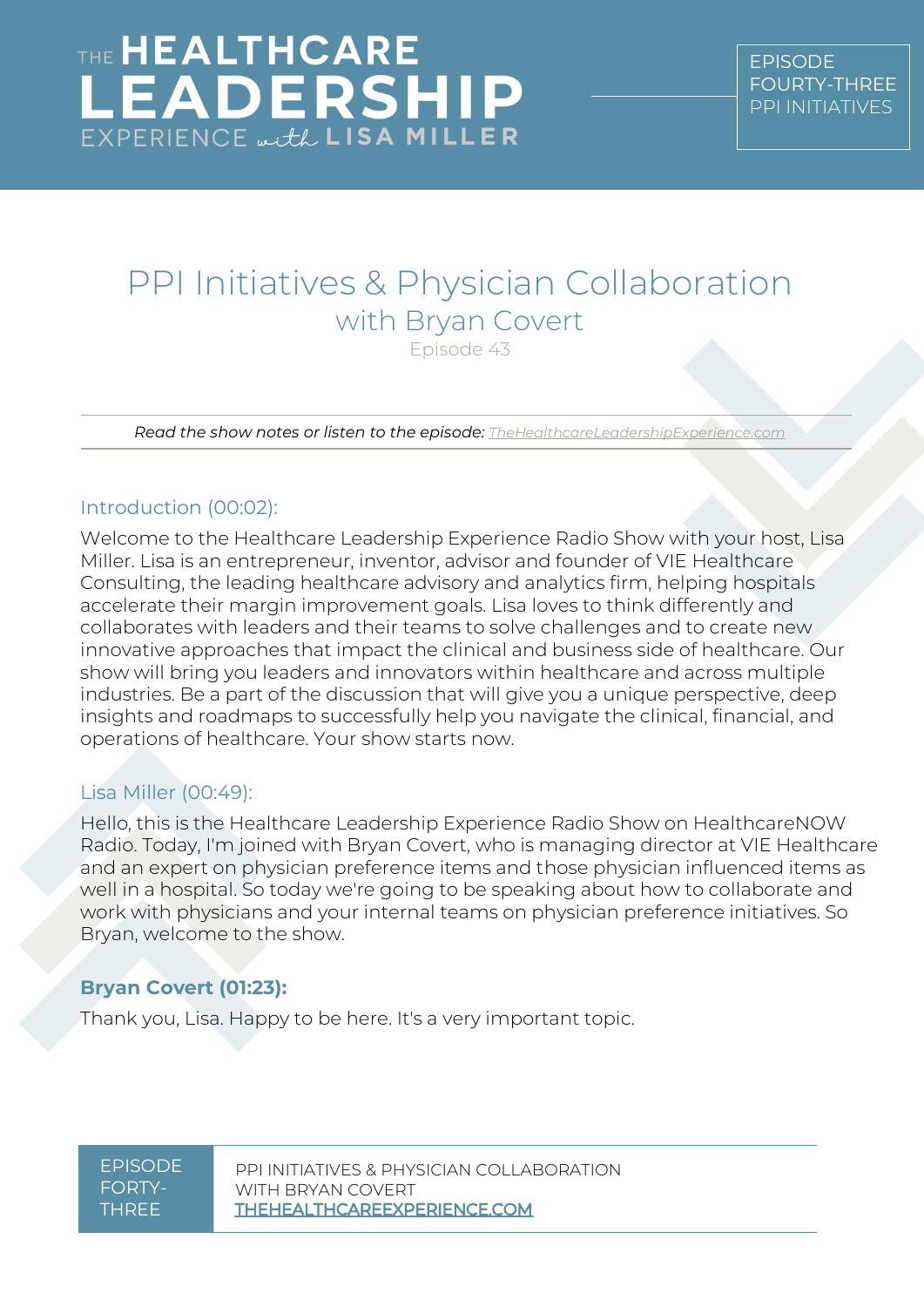# PPI Initiatives & Physician Collaboration

## with Bryan Covert

Episode 43

*Read the show notes or listen to the episode: TheHealthcareLeadershipExperience.com*

### Introduction (00:02):

Welcome to the Healthcare Leadership Experience Radio Show with your host, Lisa Miller. Lisa is an entrepreneur, inventor, advisor and founder of VIE Healthcare Consulting, the leading healthcare advisory and analytics firm, helping hospitals accelerate their margin improvement goals. Lisa loves to think differently and collaborates with leaders and their teams to solve challenges and to create new innovative approaches that impact the clinical and business side of healthcare. Our show will bring you leaders and innovators within healthcare and across multiple industries. Be a part of the discussion that will give you a unique perspective, deep insights and roadmaps to successfully help you navigate the clinical, financial, and operations of healthcare. Your show starts now.

### Lisa Miller (00:49):

Hello, this is the Healthcare Leadership Experience Radio Show on HealthcareNOW Radio. Today, I'm joined with Bryan Covert, who is managing director at VIE Healthcare and an expert on physician preference items and those physician influenced items as well in a hospital. So today we're going to be speaking about how to collaborate and work with physicians and your internal teams on physician preference initiatives. So Bryan, welcome to the show.

### **Bryan Covert (01:23):**

Thank you, Lisa. Happy to be here. It's a very important topic.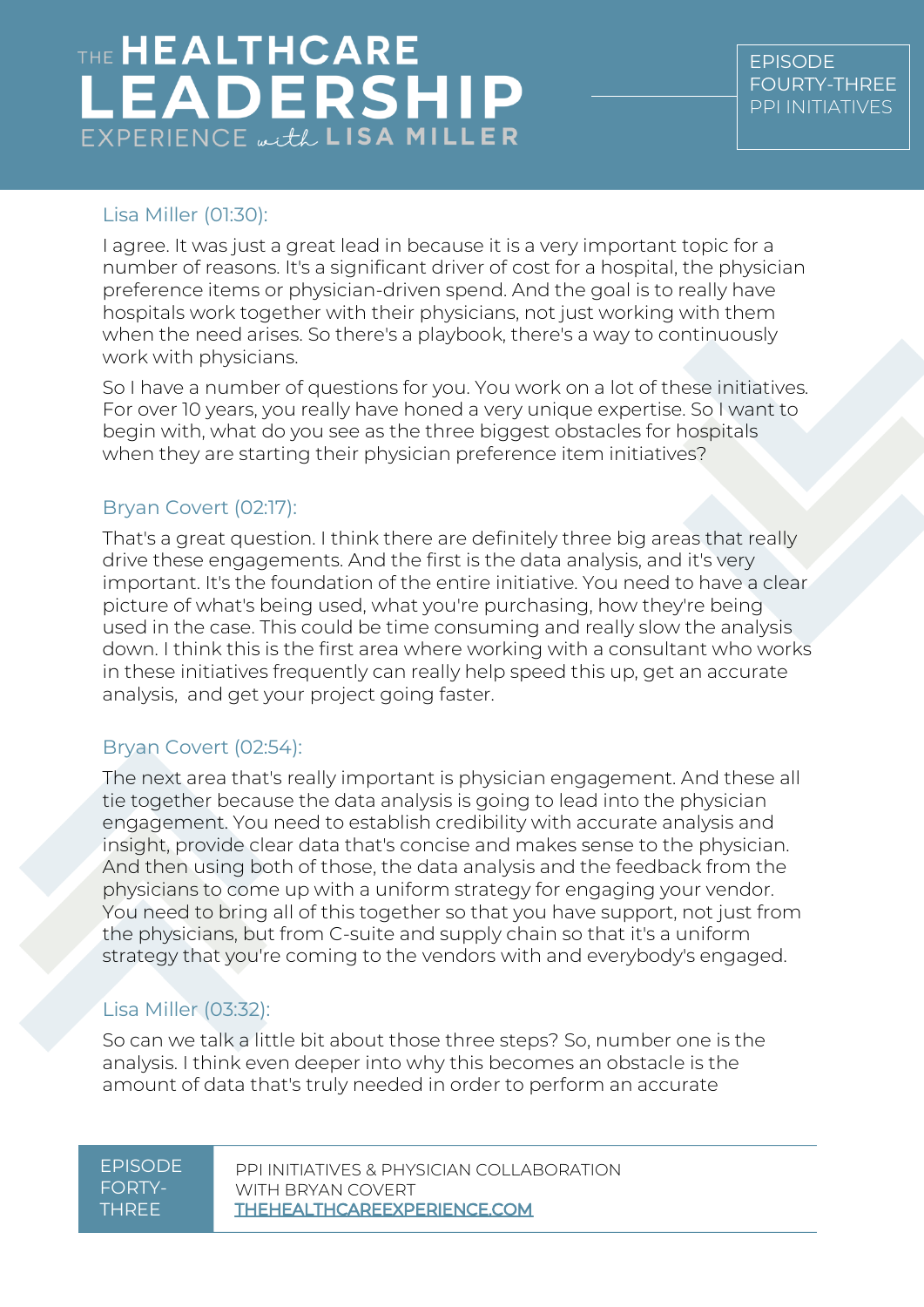Lisa Miller (01:30):

I agree. It was just a great lead in because it is a very important topic for a number of reasons. It's a significant driver of cost for a hospital, the physician preference items or physician-driven spend. And the goal is to really have hospitals work together with their physicians, not just working with them when the need arises. So there's a playbook, there's a way to continuously work with physicians.

So I have a number of questions for you. You work on a lot of these initiatives. For over 10 years, you really have honed a very unique expertise. So I want to begin with, what do you see as the three biggest obstacles for hospitals when they are starting their physician preference item initiatives?

Bryan Covert (02:17):

That's a great question. I think there are definitely three big areas that really drive these engagements. And the first is the data analysis, and it's very important. It's the foundation of the entire initiative. You need to have a clear picture of what's being used, what you're purchasing, how they're being used in the case. This could be time consuming and really slow the analysis down. I think this is the first area where working with a consultant who works in these initiatives frequently can really help speed this up, get an accurate analysis, and get your project going faster.

Bryan Covert (02:54):

The next area that's really important is physician engagement. And these all tie together because the data analysis is going to lead into the physician engagement. You need to establish credibility with accurate analysis and insight, provide clear data that's concise and makes sense to the physician. And then using both of those, the data analysis and the feedback from the physicians to come up with a uniform strategy for engaging your vendor. You need to bring all of this together so that you have support, not just from the physicians, but from C-suite and supply chain so that it's a uniform strategy that you're coming to the vendors with and everybody's engaged.

Lisa Miller (03:32):

So can we talk a little bit about those three steps? So, number one is the analysis. I think even deeper into why this becomes an obstacle is the amount of data that's truly needed in order to perform an accurate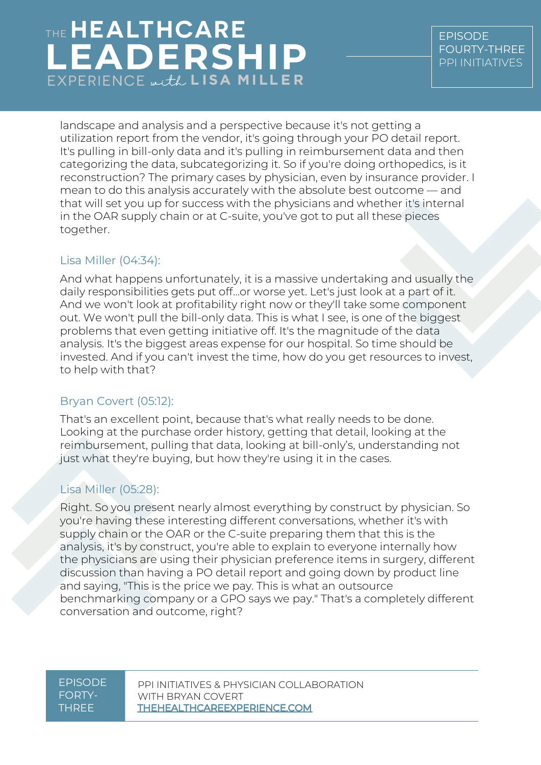landscape and analysis and a perspective because it's not getting a utilization report from the vendor, it's going through your PO detail report. It's pulling in bill-only data and it's pulling in reimbursement data and then categorizing the data, subcategorizing it. So if you're doing orthopedics, is it reconstruction? The primary cases by physician, even by insurance provider. I mean to do this analysis accurately with the absolute best outcome — and that will set you up for success with the physicians and whether it's internal in the OAR supply chain or at C-suite, you've got to put all these pieces together.

### Lisa Miller (04:34):

And what happens unfortunately, it is a massive undertaking and usually the daily responsibilities gets put off...or worse yet. Let's just look at a part of it. And we won't look at profitability right now or they'll take some component out. We won't pull the bill-only data. This is what I see, is one of the biggest problems that even getting initiative off. It's the magnitude of the data analysis. It's the biggest areas expense for our hospital. So time should be invested. And if you can't invest the time, how do you get resources to invest, to help with that?

### Bryan Covert (05:12):

That's an excellent point, because that's what really needs to be done. Looking at the purchase order history, getting that detail, looking at the reimbursement, pulling that data, looking at bill-only's, understanding not just what they're buying, but how they're using it in the cases.

### Lisa Miller (05:28):

Right. So you present nearly almost everything by construct by physician. So you're having these interesting different conversations, whether it's with supply chain or the OAR or the C-suite preparing them that this is the analysis, it's by construct, you're able to explain to everyone internally how the physicians are using their physician preference items in surgery, different discussion than having a PO detail report and going down by product line and saying, "This is the price we pay. This is what an outsource benchmarking company or a GPO says we pay." That's a completely different conversation and outcome, right?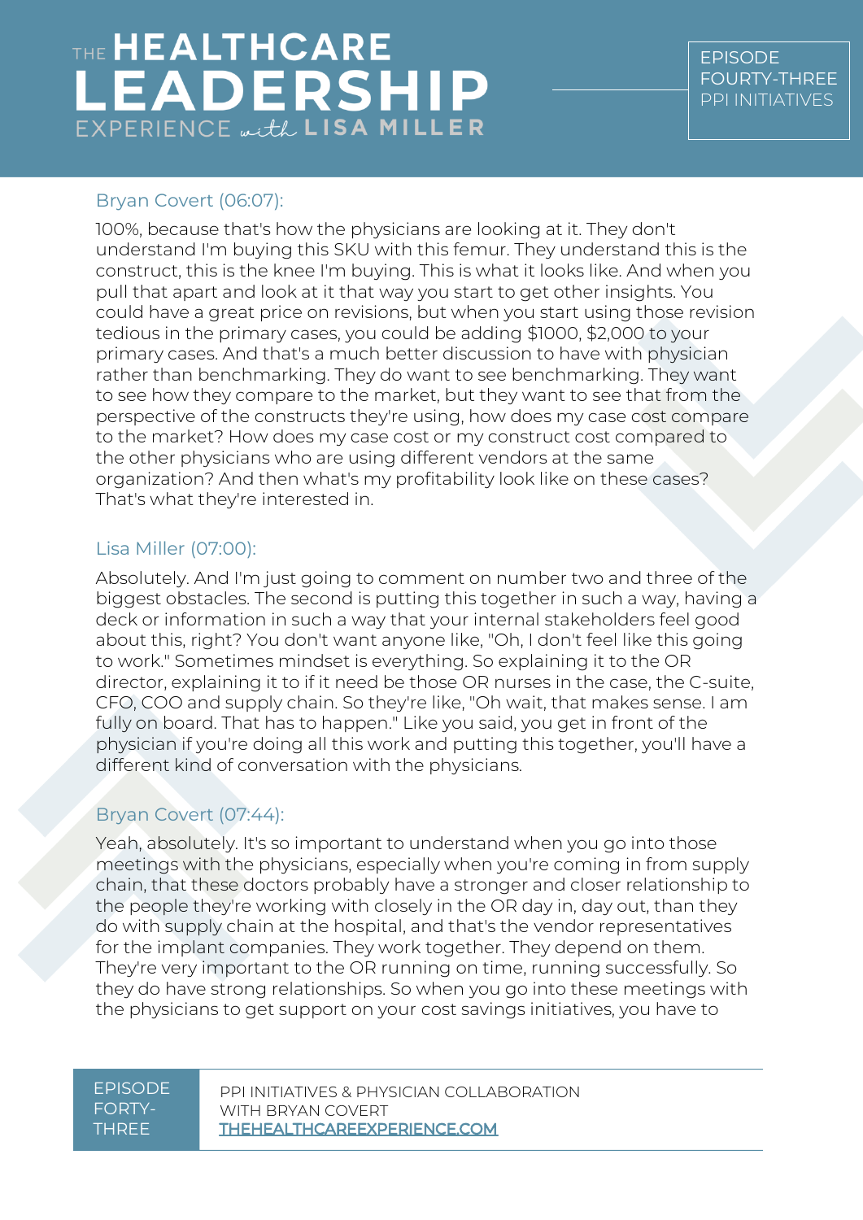Bryan Covert (06:07):

100%, because that's how the physicians are looking at it. They don't understand I'm buying this SKU with this femur. They understand this is the construct, this is the knee I'm buying. This is what it looks like. And when you pull that apart and look at it that way you start to get other insights. You could have a great price on revisions, but when you start using those revision tedious in the primary cases, you could be adding $1000, $2,000 to your primary cases. And that's a much better discussion to have with physician rather than benchmarking. They do want to see benchmarking. They want to see how they compare to the market, but they want to see that from the perspective of the constructs they're using, how does my case cost compare to the market? How does my case cost or my construct cost compared to the other physicians who are using different vendors at the same organization? And then what's my profitability look like on these cases? That's what they're interested in.

Lisa Miller (07:00):

Absolutely. And I'm just going to comment on number two and three of the biggest obstacles. The second is putting this together in such a way, having a deck or information in such a way that your internal stakeholders feel good about this, right? You don't want anyone like, "Oh, I don't feel like this going to work." Sometimes mindset is everything. So explaining it to the OR director, explaining it to if it need be those OR nurses in the case, the C-suite, CFO, COO and supply chain. So they're like, "Oh wait, that makes sense. I am fully on board. That has to happen." Like you said, you get in front of the physician if you're doing all this work and putting this together, you'll have a different kind of conversation with the physicians.

Bryan Covert (07:44):

Yeah, absolutely. It's so important to understand when you go into those meetings with the physicians, especially when you're coming in from supply chain, that these doctors probably have a stronger and closer relationship to the people they're working with closely in the OR day in, day out, than they do with supply chain at the hospital, and that's the vendor representatives for the implant companies. They work together. They depend on them. They're very important to the OR running on time, running successfully. So they do have strong relationships. So when you go into these meetings with the physicians to get support on your cost savings initiatives, you have to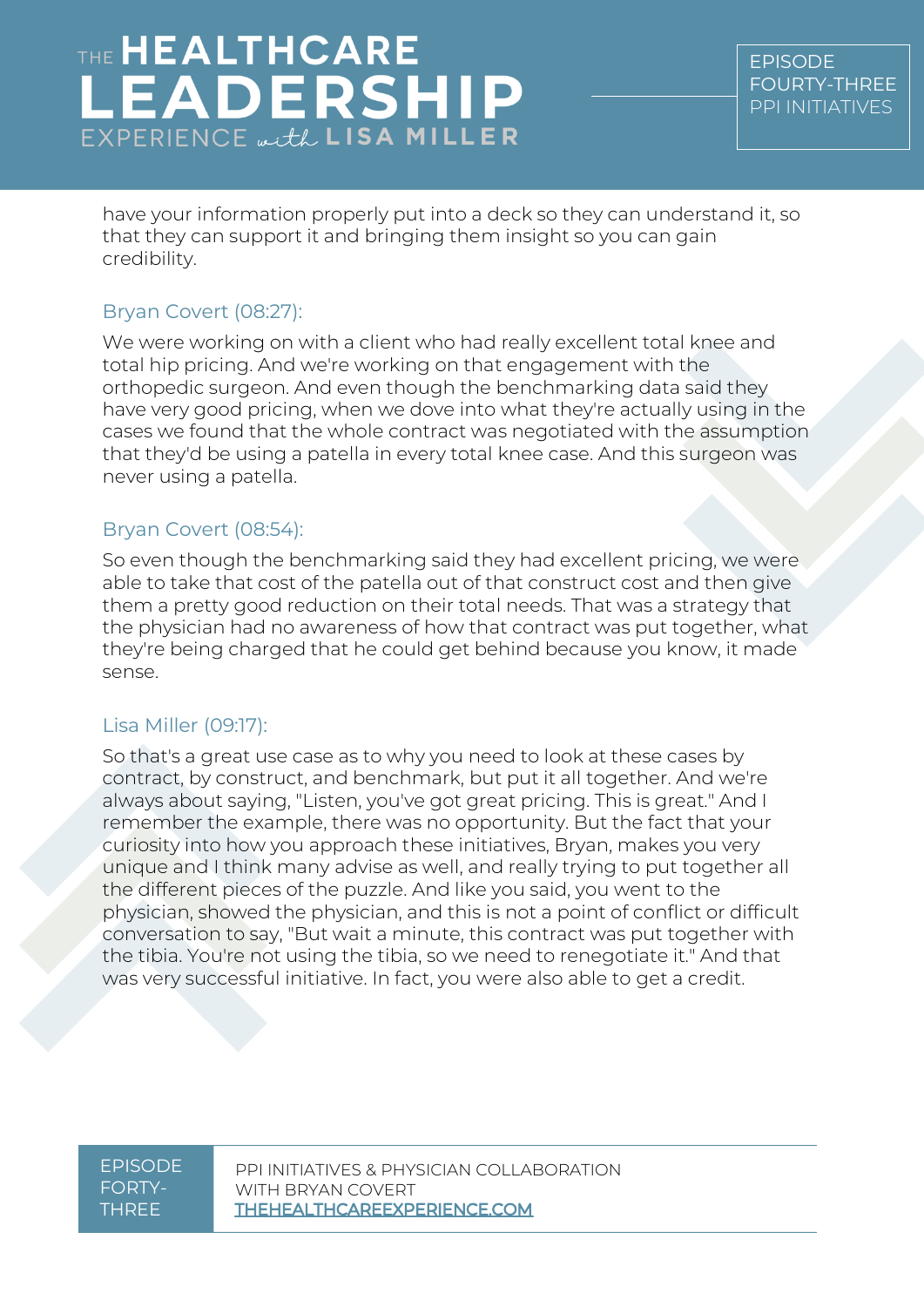have your information properly put into a deck so they can understand it, so that they can support it and bringing them insight so you can gain credibility.

### Bryan Covert (08:27):

We were working on with a client who had really excellent total knee and total hip pricing. And we're working on that engagement with the orthopedic surgeon. And even though the benchmarking data said they have very good pricing, when we dove into what they're actually using in the cases we found that the whole contract was negotiated with the assumption that they'd be using a patella in every total knee case. And this surgeon was never using a patella.

### Bryan Covert (08:54):

So even though the benchmarking said they had excellent pricing, we were able to take that cost of the patella out of that construct cost and then give them a pretty good reduction on their total needs. That was a strategy that the physician had no awareness of how that contract was put together, what they're being charged that he could get behind because you know, it made sense.

### Lisa Miller (09:17):

So that's a great use case as to why you need to look at these cases by contract, by construct, and benchmark, but put it all together. And we're always about saying, "Listen, you've got great pricing. This is great." And I remember the example, there was no opportunity. But the fact that your curiosity into how you approach these initiatives, Bryan, makes you very unique and I think many advise as well, and really trying to put together all the different pieces of the puzzle. And like you said, you went to the physician, showed the physician, and this is not a point of conflict or difficult conversation to say, "But wait a minute, this contract was put together with the tibia. You're not using the tibia, so we need to renegotiate it." And that was very successful initiative. In fact, you were also able to get a credit.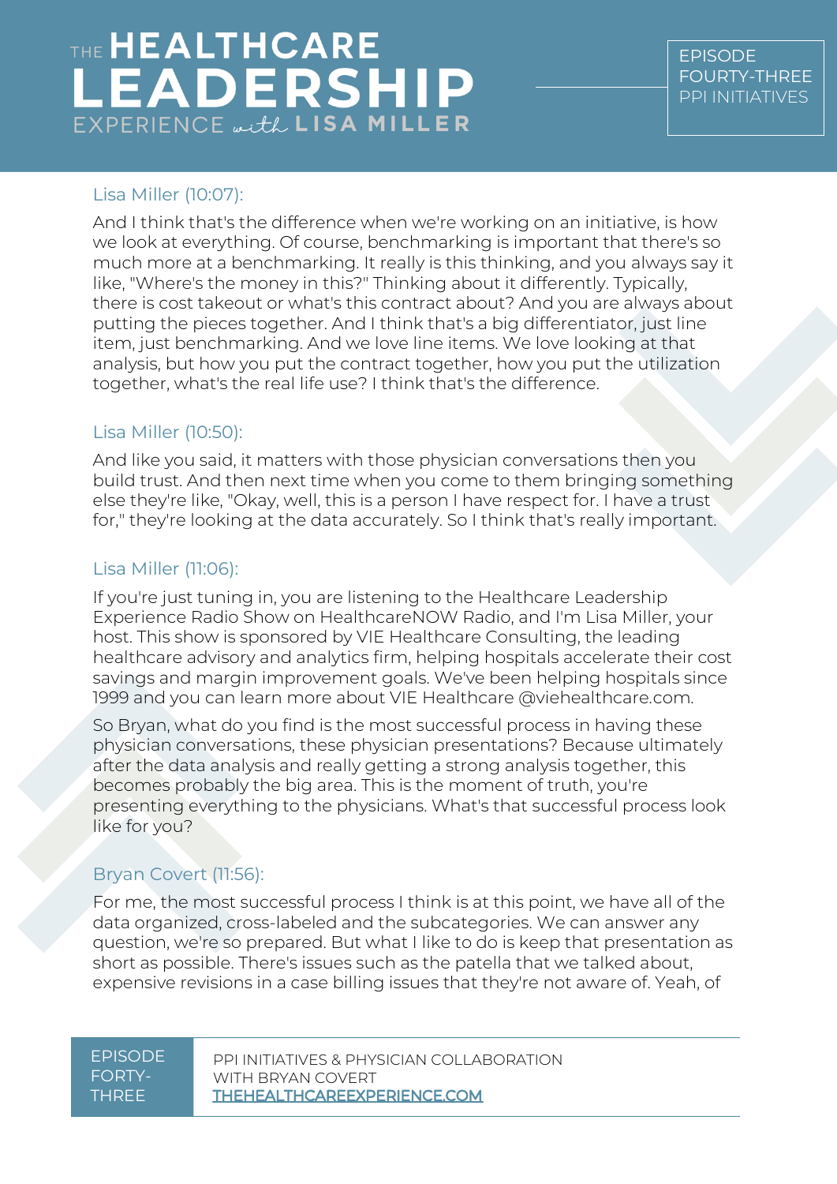Lisa Miller (10:07):

And I think that's the difference when we're working on an initiative, is how we look at everything. Of course, benchmarking is important that there's so much more at a benchmarking. It really is this thinking, and you always say it like, "Where's the money in this?" Thinking about it differently. Typically, there is cost takeout or what's this contract about? And you are always about putting the pieces together. And I think that's a big differentiator, just line item, just benchmarking. And we love line items. We love looking at that analysis, but how you put the contract together, how you put the utilization together, what's the real life use? I think that's the difference.

Lisa Miller (10:50):

And like you said, it matters with those physician conversations then you build trust. And then next time when you come to them bringing something else they're like, "Okay, well, this is a person I have respect for. I have a trust for," they're looking at the data accurately. So I think that's really important.

Lisa Miller (11:06):

If you're just tuning in, you are listening to the Healthcare Leadership Experience Radio Show on HealthcareNOW Radio, and I'm Lisa Miller, your host. This show is sponsored by VIE Healthcare Consulting, the leading healthcare advisory and analytics firm, helping hospitals accelerate their cost savings and margin improvement goals. We've been helping hospitals since 1999 and you can learn more about VIE Healthcare @viehealthcare.com.

So Bryan, what do you find is the most successful process in having these physician conversations, these physician presentations? Because ultimately after the data analysis and really getting a strong analysis together, this becomes probably the big area. This is the moment of truth, you're presenting everything to the physicians. What's that successful process look like for you?

Bryan Covert (11:56):

For me, the most successful process I think is at this point, we have all of the data organized, cross-labeled and the subcategories. We can answer any question, we're so prepared. But what I like to do is keep that presentation as short as possible. There's issues such as the patella that we talked about, expensive revisions in a case billing issues that they're not aware of. Yeah, of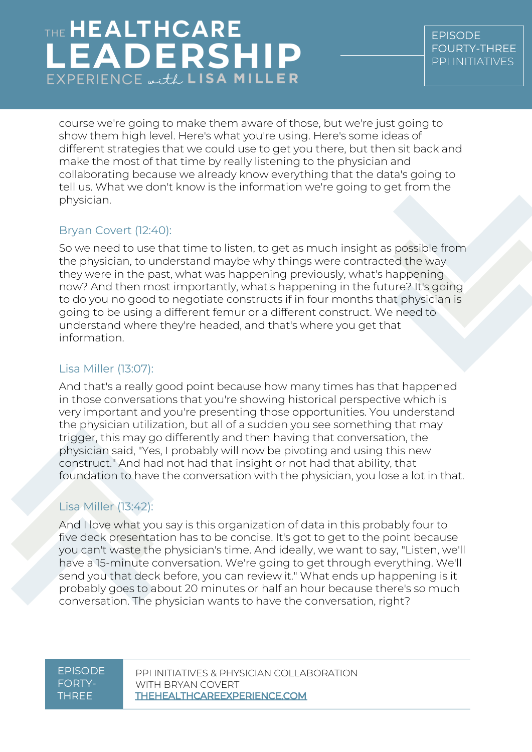course we're going to make them aware of those, but we're just going to show them high level. Here's what you're using. Here's some ideas of different strategies that we could use to get you there, but then sit back and make the most of that time by really listening to the physician and collaborating because we already know everything that the data's going to tell us. What we don't know is the information we're going to get from the physician.

Bryan Covert (12:40):

So we need to use that time to listen, to get as much insight as possible from the physician, to understand maybe why things were contracted the way they were in the past, what was happening previously, what's happening now? And then most importantly, what's happening in the future? It's going to do you no good to negotiate constructs if in four months that physician is going to be using a different femur or a different construct. We need to understand where they're headed, and that's where you get that information.

Lisa Miller (13:07):

And that's a really good point because how many times has that happened in those conversations that you're showing historical perspective which is very important and you're presenting those opportunities. You understand the physician utilization, but all of a sudden you see something that may trigger, this may go differently and then having that conversation, the physician said, "Yes, I probably will now be pivoting and using this new construct." And had not had that insight or not had that ability, that foundation to have the conversation with the physician, you lose a lot in that.

Lisa Miller (13:42):

And I love what you say is this organization of data in this probably four to five deck presentation has to be concise. It's got to get to the point because you can't waste the physician's time. And ideally, we want to say, "Listen, we'll have a 15-minute conversation. We're going to get through everything. We'll send you that deck before, you can review it." What ends up happening is it probably goes to about 20 minutes or half an hour because there's so much conversation. The physician wants to have the conversation, right?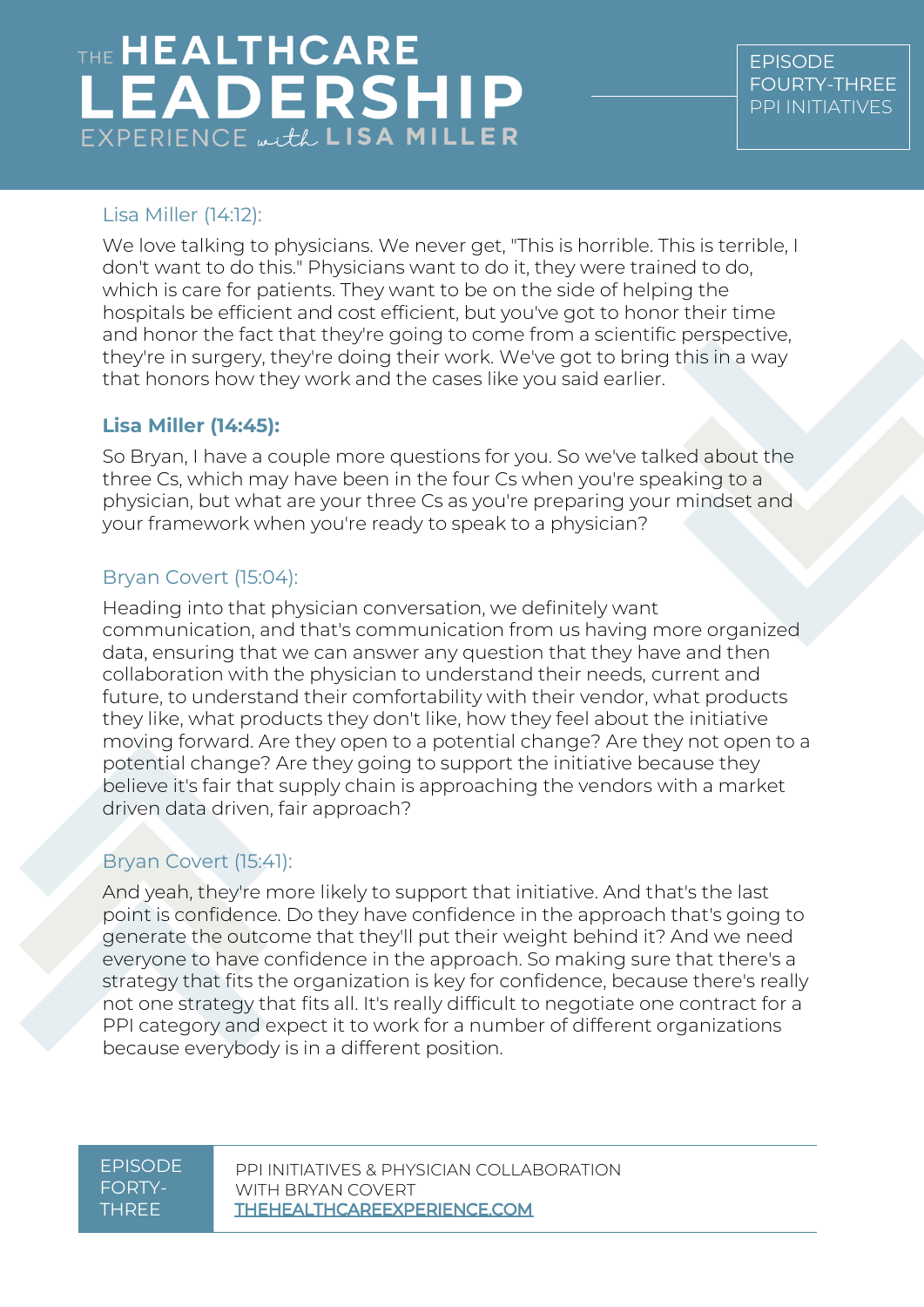Lisa Miller (14:12):

We love talking to physicians. We never get, "This is horrible. This is terrible, I don't want to do this." Physicians want to do it, they were trained to do, which is care for patients. They want to be on the side of helping the hospitals be efficient and cost efficient, but you've got to honor their time and honor the fact that they're going to come from a scientific perspective, they're in surgery, they're doing their work. We've got to bring this in a way that honors how they work and the cases like you said earlier.

**Lisa Miller (14:45):**

So Bryan, I have a couple more questions for you. So we've talked about the three Cs, which may have been in the four Cs when you're speaking to a physician, but what are your three Cs as you're preparing your mindset and your framework when you're ready to speak to a physician?

Bryan Covert (15:04):

Heading into that physician conversation, we definitely want communication, and that's communication from us having more organized data, ensuring that we can answer any question that they have and then collaboration with the physician to understand their needs, current and future, to understand their comfortability with their vendor, what products they like, what products they don't like, how they feel about the initiative moving forward. Are they open to a potential change? Are they not open to a potential change? Are they going to support the initiative because they believe it's fair that supply chain is approaching the vendors with a market driven data driven, fair approach?

Bryan Covert (15:41):

And yeah, they're more likely to support that initiative. And that's the last point is confidence. Do they have confidence in the approach that's going to generate the outcome that they'll put their weight behind it? And we need everyone to have confidence in the approach. So making sure that there's a strategy that fits the organization is key for confidence, because there's really not one strategy that fits all. It's really difficult to negotiate one contract for a PPI category and expect it to work for a number of different organizations because everybody is in a different position.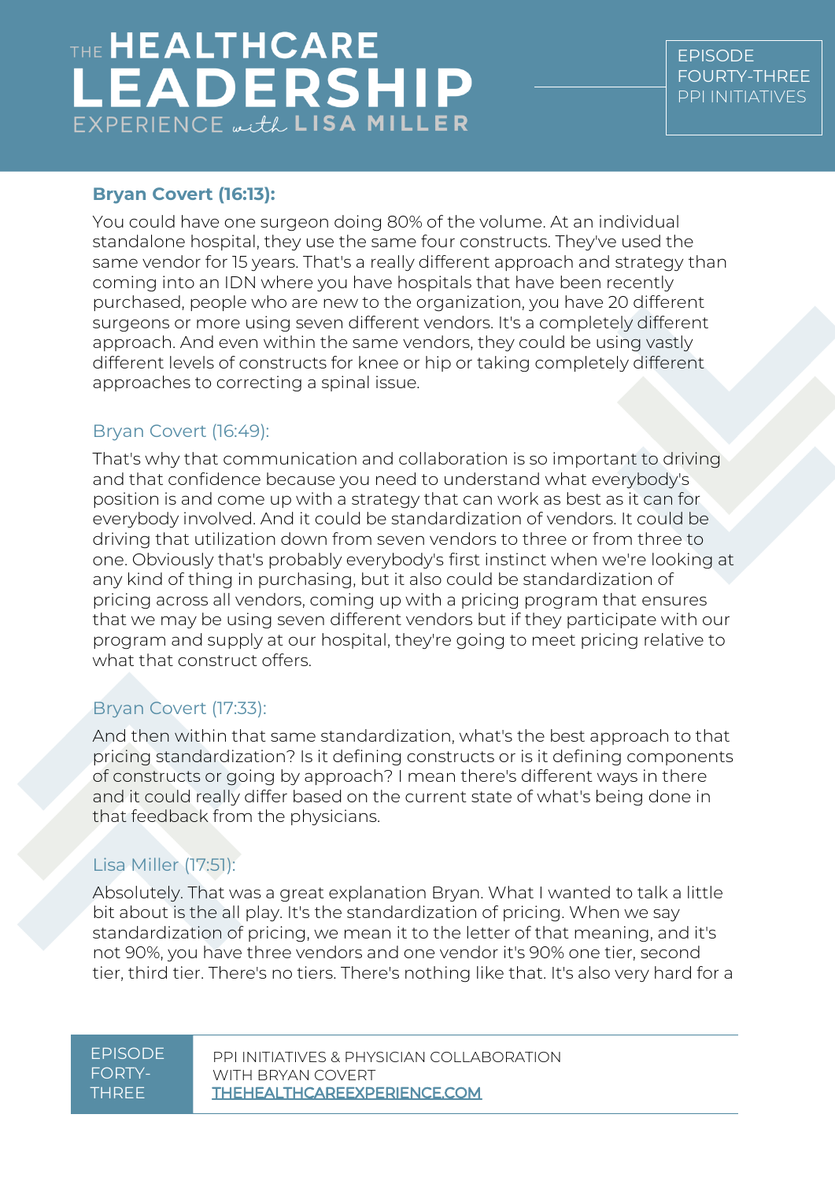**Bryan Covert (16:13):**

You could have one surgeon doing 80% of the volume. At an individual standalone hospital, they use the same four constructs. They've used the same vendor for 15 years. That's a really different approach and strategy than coming into an IDN where you have hospitals that have been recently purchased, people who are new to the organization, you have 20 different surgeons or more using seven different vendors. It's a completely different approach. And even within the same vendors, they could be using vastly different levels of constructs for knee or hip or taking completely different approaches to correcting a spinal issue.

Bryan Covert (16:49):

That's why that communication and collaboration is so important to driving and that confidence because you need to understand what everybody's position is and come up with a strategy that can work as best as it can for everybody involved. And it could be standardization of vendors. It could be driving that utilization down from seven vendors to three or from three to one. Obviously that's probably everybody's first instinct when we're looking at any kind of thing in purchasing, but it also could be standardization of pricing across all vendors, coming up with a pricing program that ensures that we may be using seven different vendors but if they participate with our program and supply at our hospital, they're going to meet pricing relative to what that construct offers.

Bryan Covert (17:33):

And then within that same standardization, what's the best approach to that pricing standardization? Is it defining constructs or is it defining components of constructs or going by approach? I mean there's different ways in there and it could really differ based on the current state of what's being done in that feedback from the physicians.

Lisa Miller (17:51):

Absolutely. That was a great explanation Bryan. What I wanted to talk a little bit about is the all play. It's the standardization of pricing. When we say standardization of pricing, we mean it to the letter of that meaning, and it's not 90%, you have three vendors and one vendor it's 90% one tier, second tier, third tier. There's no tiers. There's nothing like that. It's also very hard for a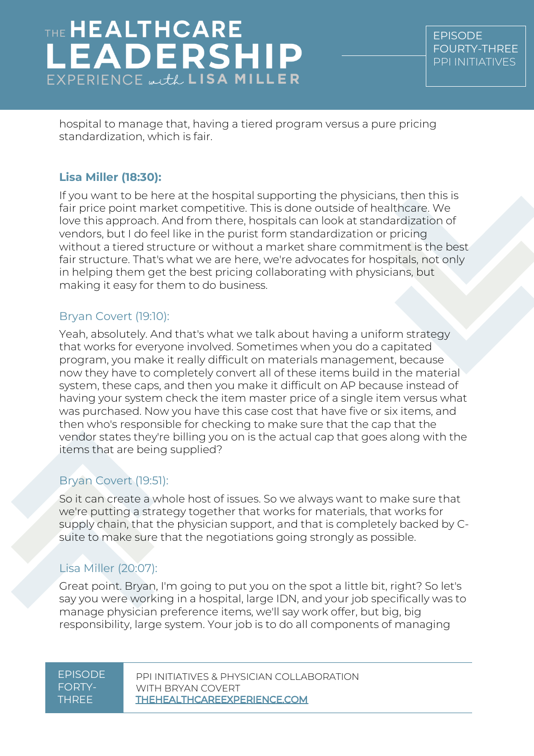hospital to manage that, having a tiered program versus a pure pricing standardization, which is fair.

**Lisa Miller (18:30):**

If you want to be here at the hospital supporting the physicians, then this is fair price point market competitive. This is done outside of healthcare. We love this approach. And from there, hospitals can look at standardization of vendors, but I do feel like in the purist form standardization or pricing without a tiered structure or without a market share commitment is the best fair structure. That's what we are here, we're advocates for hospitals, not only in helping them get the best pricing collaborating with physicians, but making it easy for them to do business.

Bryan Covert (19:10):

Yeah, absolutely. And that's what we talk about having a uniform strategy that works for everyone involved. Sometimes when you do a capitated program, you make it really difficult on materials management, because now they have to completely convert all of these items build in the material system, these caps, and then you make it difficult on AP because instead of having your system check the item master price of a single item versus what was purchased. Now you have this case cost that have five or six items, and then who's responsible for checking to make sure that the cap that the vendor states they're billing you on is the actual cap that goes along with the items that are being supplied?

Bryan Covert (19:51):

So it can create a whole host of issues. So we always want to make sure that we're putting a strategy together that works for materials, that works for supply chain, that the physician support, and that is completely backed by C-suite to make sure that the negotiations going strongly as possible.

Lisa Miller (20:07):

Great point. Bryan, I'm going to put you on the spot a little bit, right? So let's say you were working in a hospital, large IDN, and your job specifically was to manage physician preference items, we'll say work offer, but big, big responsibility, large system. Your job is to do all components of managing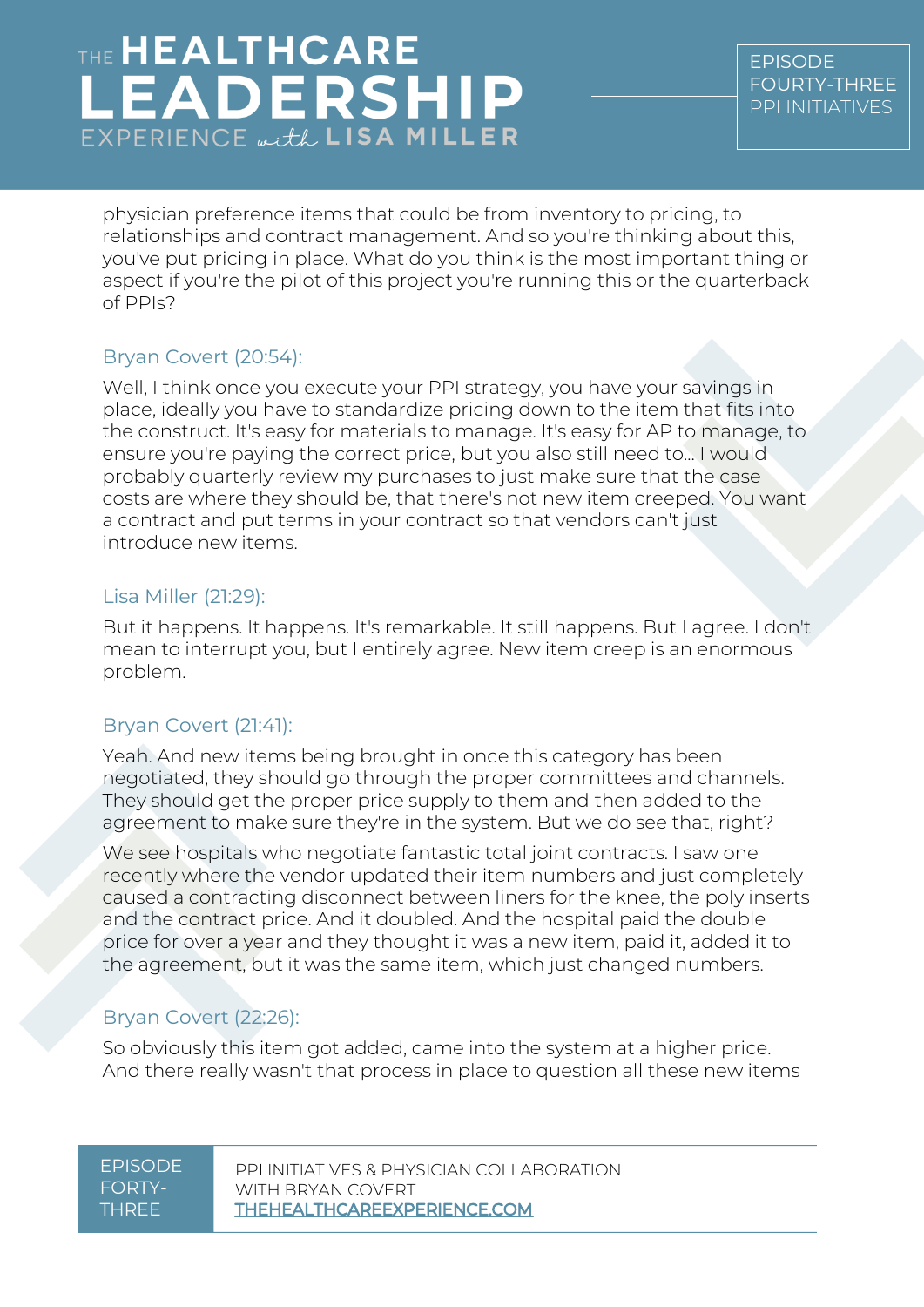physician preference items that could be from inventory to pricing, to relationships and contract management. And so you're thinking about this, you've put pricing in place. What do you think is the most important thing or aspect if you're the pilot of this project you're running this or the quarterback of PPIs?

Bryan Covert (20:54):

Well, I think once you execute your PPI strategy, you have your savings in place, ideally you have to standardize pricing down to the item that fits into the construct. It's easy for materials to manage. It's easy for AP to manage, to ensure you're paying the correct price, but you also still need to... I would probably quarterly review my purchases to just make sure that the case costs are where they should be, that there's not new item creeped. You want a contract and put terms in your contract so that vendors can't just introduce new items.

Lisa Miller (21:29):

But it happens. It happens. It's remarkable. It still happens. But I agree. I don't mean to interrupt you, but I entirely agree. New item creep is an enormous problem.

Bryan Covert (21:41):

Yeah. And new items being brought in once this category has been negotiated, they should go through the proper committees and channels. They should get the proper price supply to them and then added to the agreement to make sure they're in the system. But we do see that, right?

We see hospitals who negotiate fantastic total joint contracts. I saw one recently where the vendor updated their item numbers and just completely caused a contracting disconnect between liners for the knee, the poly inserts and the contract price. And it doubled. And the hospital paid the double price for over a year and they thought it was a new item, paid it, added it to the agreement, but it was the same item, which just changed numbers.

Bryan Covert (22:26):

So obviously this item got added, came into the system at a higher price. And there really wasn't that process in place to question all these new items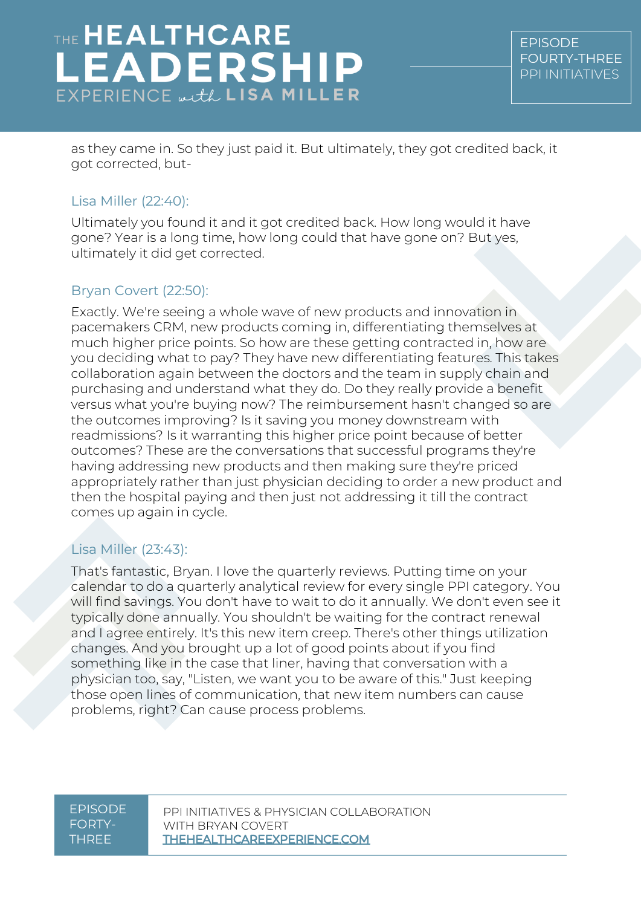as they came in. So they just paid it. But ultimately, they got credited back, it got corrected, but-

Lisa Miller (22:40):

Ultimately you found it and it got credited back. How long would it have gone? Year is a long time, how long could that have gone on? But yes, ultimately it did get corrected.

Bryan Covert (22:50):

Exactly. We're seeing a whole wave of new products and innovation in pacemakers CRM, new products coming in, differentiating themselves at much higher price points. So how are these getting contracted in, how are you deciding what to pay? They have new differentiating features. This takes collaboration again between the doctors and the team in supply chain and purchasing and understand what they do. Do they really provide a benefit versus what you're buying now? The reimbursement hasn't changed so are the outcomes improving? Is it saving you money downstream with readmissions? Is it warranting this higher price point because of better outcomes? These are the conversations that successful programs they're having addressing new products and then making sure they're priced appropriately rather than just physician deciding to order a new product and then the hospital paying and then just not addressing it till the contract comes up again in cycle.

Lisa Miller (23:43):

That's fantastic, Bryan. I love the quarterly reviews. Putting time on your calendar to do a quarterly analytical review for every single PPI category. You will find savings. You don't have to wait to do it annually. We don't even see it typically done annually. You shouldn't be waiting for the contract renewal and I agree entirely. It's this new item creep. There's other things utilization changes. And you brought up a lot of good points about if you find something like in the case that liner, having that conversation with a physician too, say, "Listen, we want you to be aware of this." Just keeping those open lines of communication, that new item numbers can cause problems, right? Can cause process problems.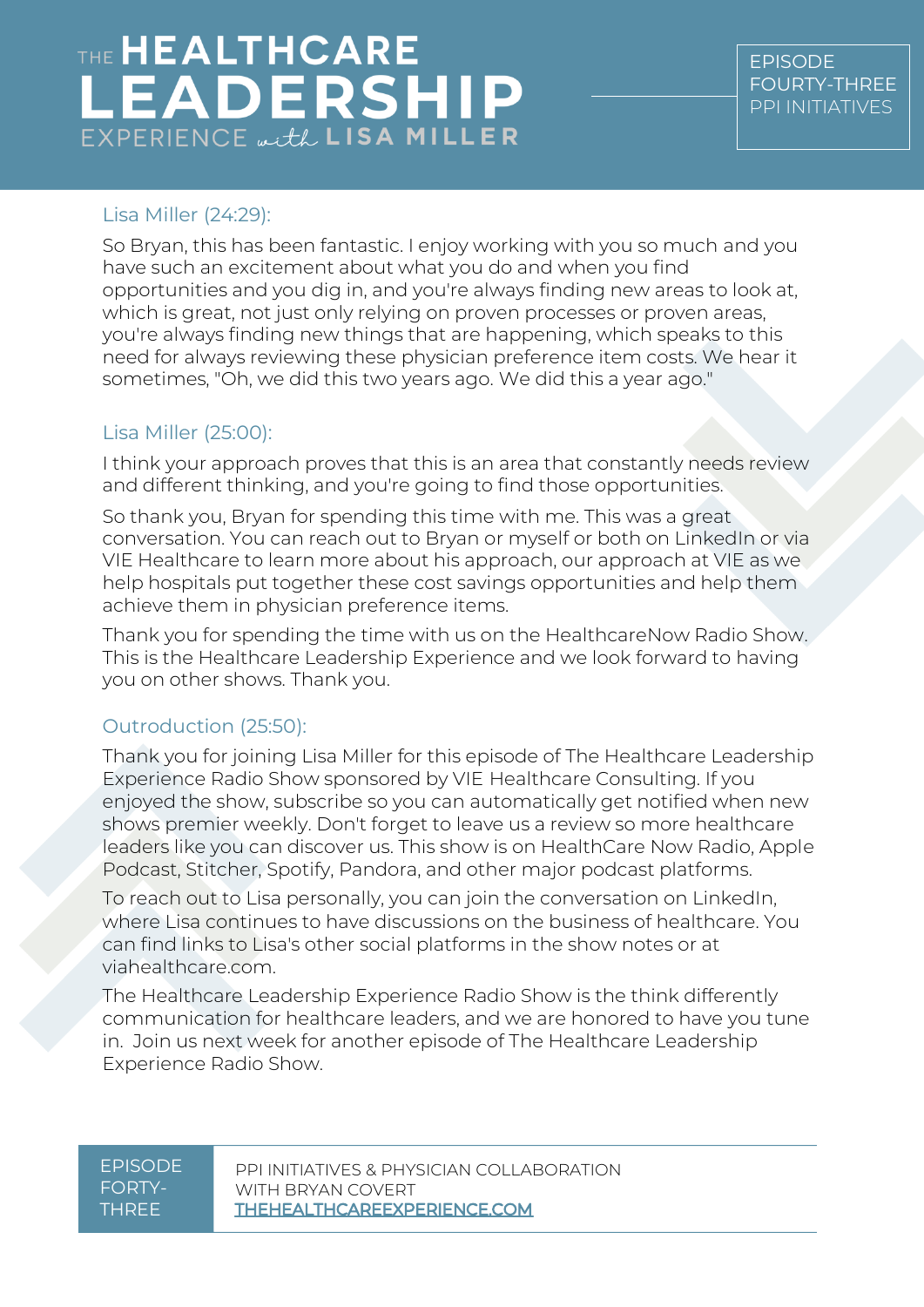Lisa Miller (24:29):

So Bryan, this has been fantastic. I enjoy working with you so much and you have such an excitement about what you do and when you find opportunities and you dig in, and you're always finding new areas to look at, which is great, not just only relying on proven processes or proven areas, you're always finding new things that are happening, which speaks to this need for always reviewing these physician preference item costs. We hear it sometimes, "Oh, we did this two years ago. We did this a year ago."

Lisa Miller (25:00):

I think your approach proves that this is an area that constantly needs review and different thinking, and you're going to find those opportunities.

So thank you, Bryan for spending this time with me. This was a great conversation. You can reach out to Bryan or myself or both on LinkedIn or via VIE Healthcare to learn more about his approach, our approach at VIE as we help hospitals put together these cost savings opportunities and help them achieve them in physician preference items.

Thank you for spending the time with us on the HealthcareNow Radio Show. This is the Healthcare Leadership Experience and we look forward to having you on other shows. Thank you.

Outroduction (25:50):

Thank you for joining Lisa Miller for this episode of The Healthcare Leadership Experience Radio Show sponsored by VIE Healthcare Consulting. If you enjoyed the show, subscribe so you can automatically get notified when new shows premier weekly. Don't forget to leave us a review so more healthcare leaders like you can discover us. This show is on HealthCare Now Radio, Apple Podcast, Stitcher, Spotify, Pandora, and other major podcast platforms.

To reach out to Lisa personally, you can join the conversation on LinkedIn, where Lisa continues to have discussions on the business of healthcare. You can find links to Lisa's other social platforms in the show notes or at viahealthcare.com.

The Healthcare Leadership Experience Radio Show is the think differently communication for healthcare leaders, and we are honored to have you tune in. Join us next week for another episode of The Healthcare Leadership Experience Radio Show.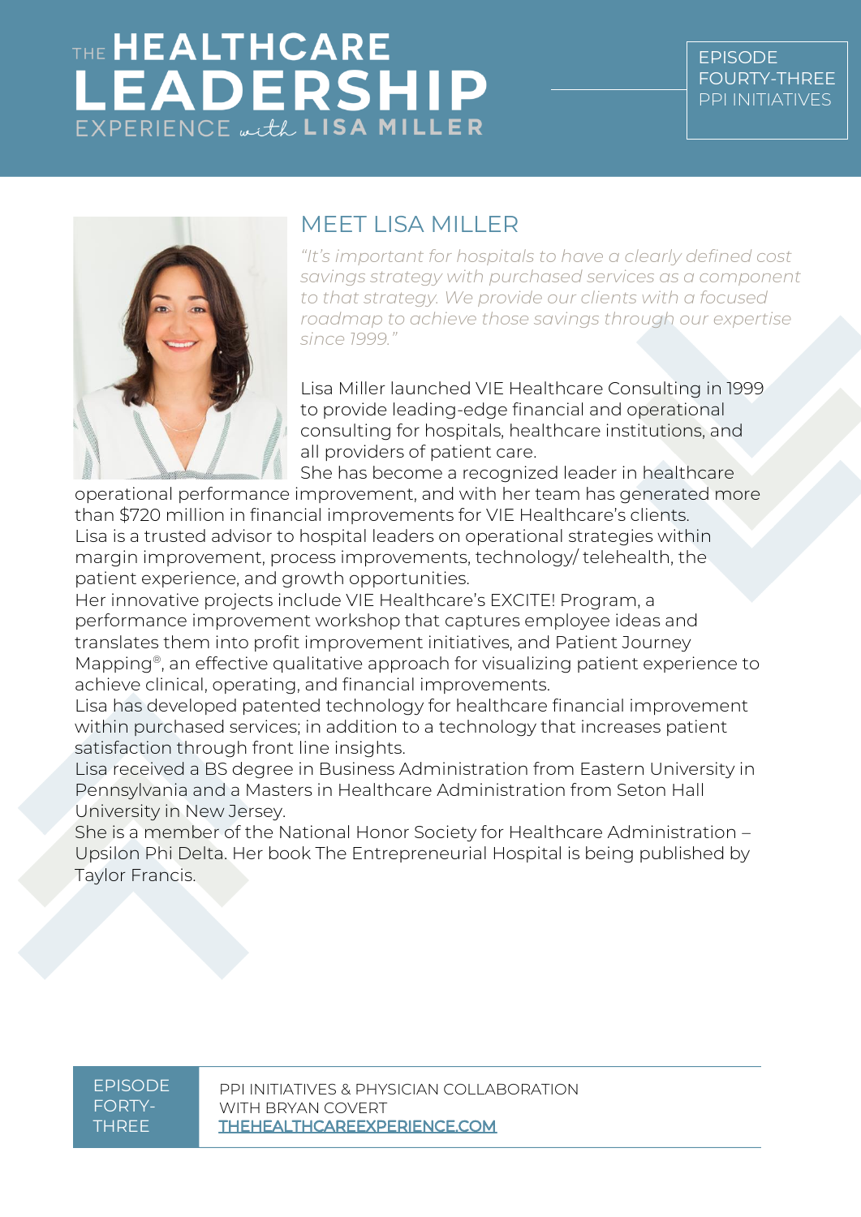# MEET LISA MILLER

*"It's important for hospitals to have a clearly defined cost savings strategy with purchased services as a component to that strategy. We provide our clients with a focused roadmap to achieve those savings through our expertise since 1999."*

Lisa Miller launched VIE Healthcare Consulting in 1999 to provide leading-edge financial and operational consulting for hospitals, healthcare institutions, and all providers of patient care.

She has become a recognized leader in healthcare operational performance improvement, and with her team has generated more than $720 million in financial improvements for VIE Healthcare's clients.

Lisa is a trusted advisor to hospital leaders on operational strategies within margin improvement, process improvements, technology/ telehealth, the patient experience, and growth opportunities.

Her innovative projects include VIE Healthcare's EXCITE! Program, a performance improvement workshop that captures employee ideas and translates them into profit improvement initiatives, and Patient Journey Mapping®, an effective qualitative approach for visualizing patient experience to achieve clinical, operating, and financial improvements.

Lisa has developed patented technology for healthcare financial improvement within purchased services; in addition to a technology that increases patient satisfaction through front line insights.

Lisa received a BS degree in Business Administration from Eastern University in Pennsylvania and a Masters in Healthcare Administration from Seton Hall University in New Jersey.

She is a member of the National Honor Society for Healthcare Administration – Upsilon Phi Delta. Her book The Entrepreneurial Hospital is being published by Taylor Francis.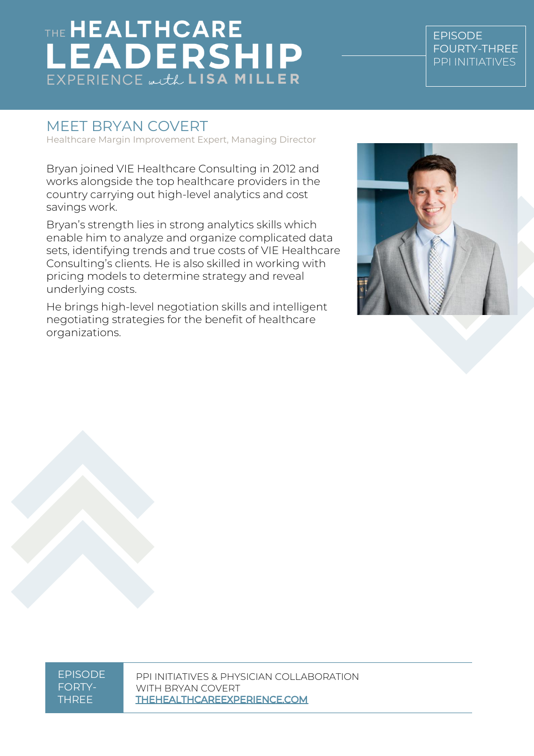# THE HEALTHCARE LEADERSHIP EXPERIENCE *with* LISA MILLER

EPISODE FOURTY-THREE
PPI INITIATIVES

## MEET BRYAN COVERT

Healthcare Margin Improvement Expert, Managing Director

Bryan joined VIE Healthcare Consulting in 2012 and works alongside the top healthcare providers in the country carrying out high-level analytics and cost savings work.

Bryan's strength lies in strong analytics skills which enable him to analyze and organize complicated data sets, identifying trends and true costs of VIE Healthcare Consulting's clients. He is also skilled in working with pricing models to determine strategy and reveal underlying costs.

He brings high-level negotiation skills and intelligent negotiating strategies for the benefit of healthcare organizations.

EPISODE FORTY-THREE

PPI INITIATIVES & PHYSICIAN COLLABORATION WITH BRYAN COVERT
THEHEALTHCAREEXPERIENCE.COM